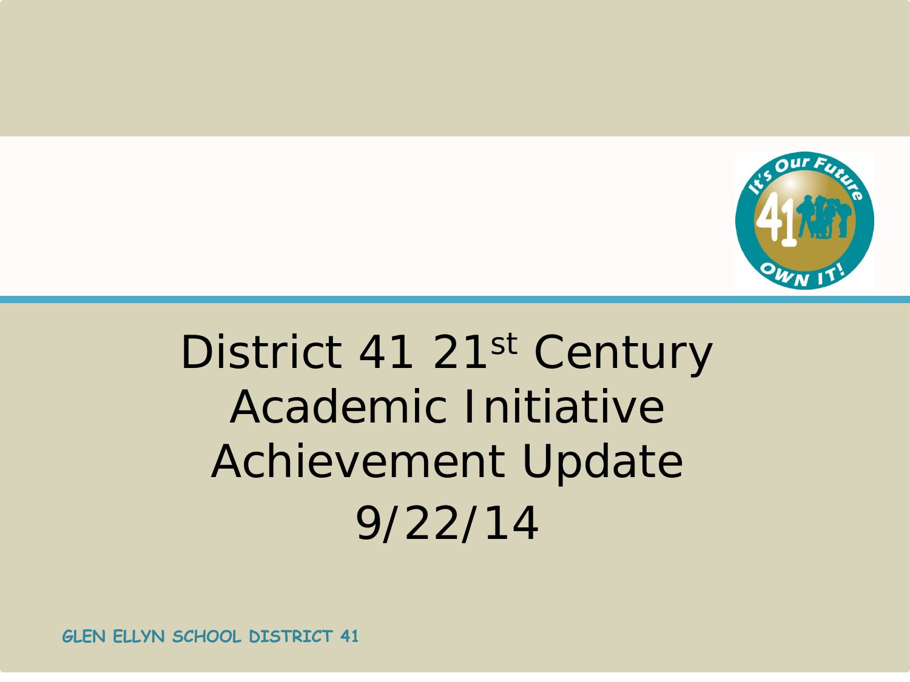# District 41 21st Century Academic Initiative Achievement Update 9/22/14

GLEN ELLYN SCHOOL DISTRICT 41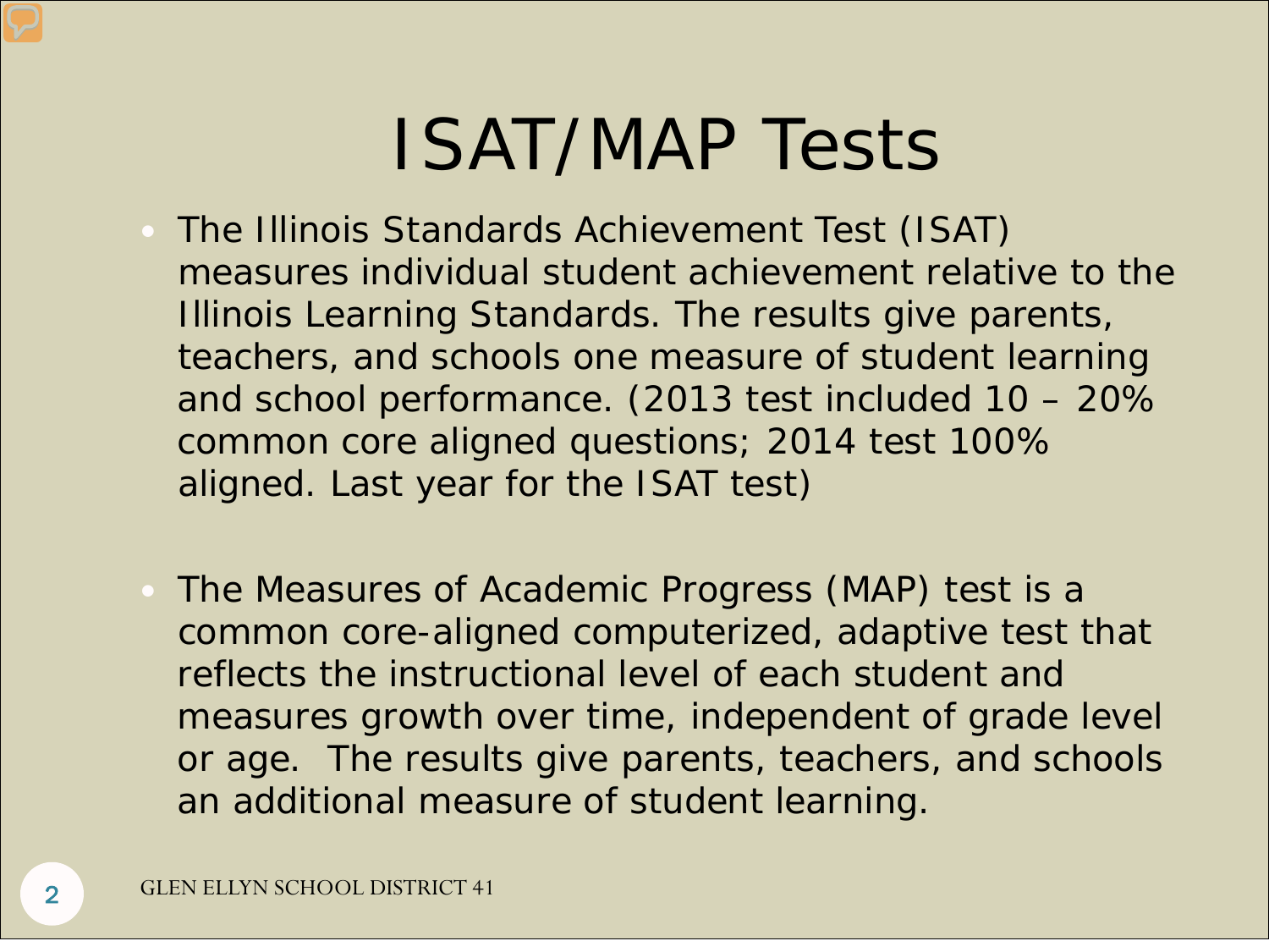# ISAT/MAP Tests

- The Illinois Standards Achievement Test (ISAT) measures individual student achievement relative to the Illinois Learning Standards. The results give parents, teachers, and schools one measure of student learning and school performance. (2013 test included 10 – 20% common core aligned questions; 2014 test 100% aligned. Last year for the ISAT test)

- The Measures of Academic Progress (MAP) test is a common core-aligned computerized, adaptive test that reflects the instructional level of each student and measures growth over time, independent of grade level or age. The results give parents, teachers, and schools an additional measure of student learning.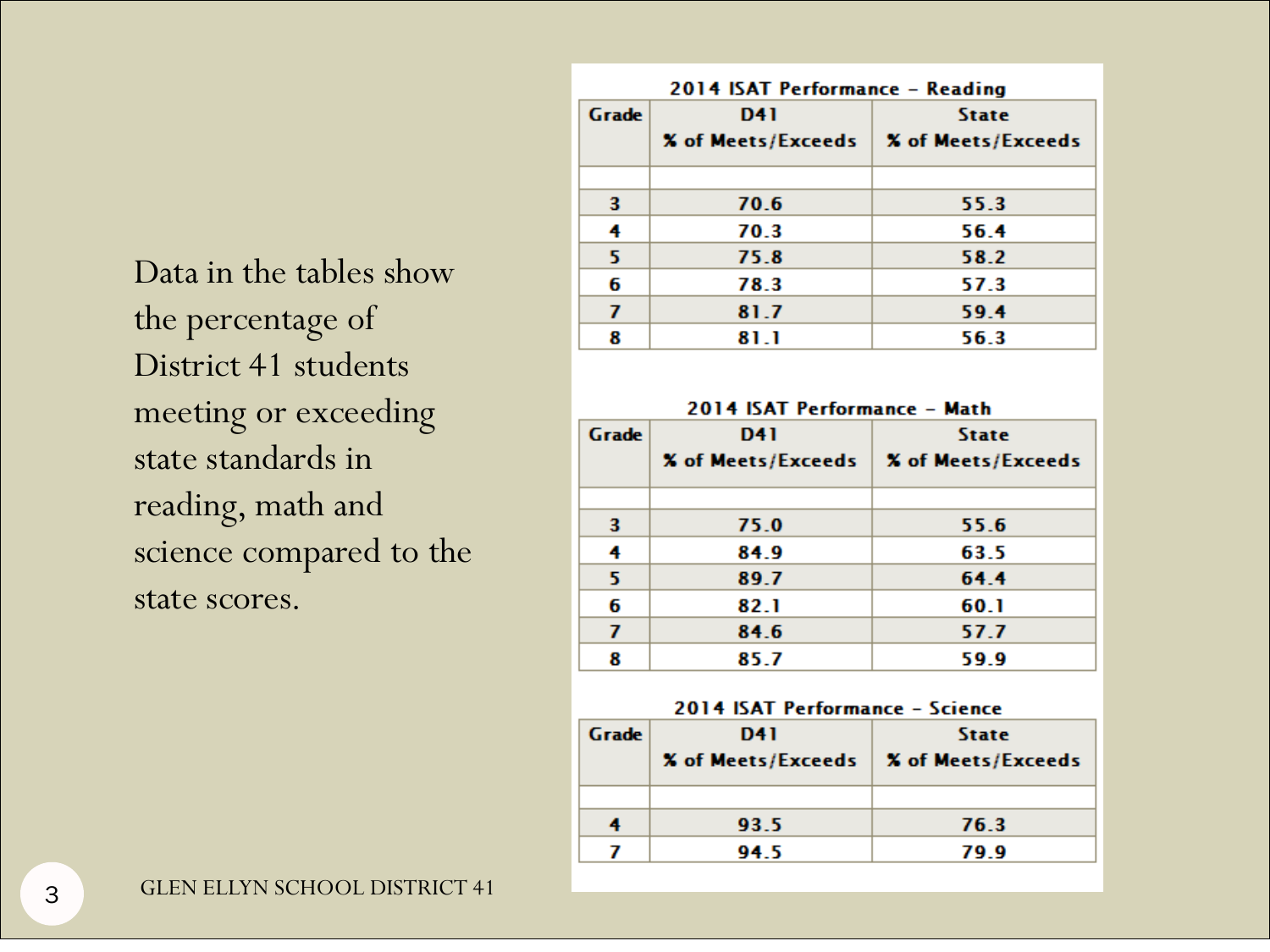Data in the tables show the percentage of District 41 students meeting or exceeding state standards in reading, math and science compared to the state scores.

**2014 ISAT Performance – Reading**

| Grade | D41 % of Meets/Exceeds | State % of Meets/Exceeds |
|---|---|---|
| 3 | 70.6 | 55.3 |
| 4 | 70.3 | 56.4 |
| 5 | 75.8 | 58.2 |
| 6 | 78.3 | 57.3 |
| 7 | 81.7 | 59.4 |
| 8 | 81.1 | 56.3 |

**2014 ISAT Performance – Math**

| Grade | D41 % of Meets/Exceeds | State % of Meets/Exceeds |
|---|---|---|
| 3 | 75.0 | 55.6 |
| 4 | 84.9 | 63.5 |
| 5 | 89.7 | 64.4 |
| 6 | 82.1 | 60.1 |
| 7 | 84.6 | 57.7 |
| 8 | 85.7 | 59.9 |

**2014 ISAT Performance – Science**

| Grade | D41 % of Meets/Exceeds | State % of Meets/Exceeds |
|---|---|---|
| 4 | 93.5 | 76.3 |
| 7 | 94.5 | 79.9 |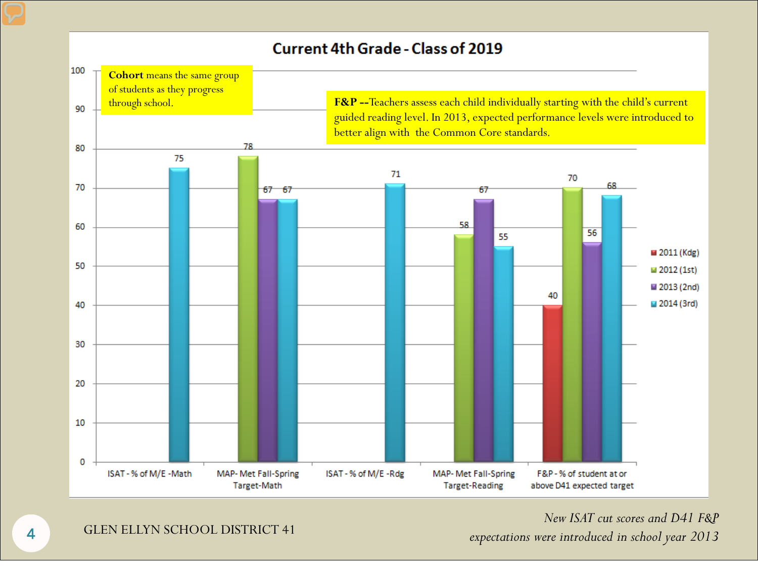# Current 4th Grade - Class of 2019

**Cohort** means the same group of students as they progress through school.

**F&P** --Teachers assess each child individually starting with the child's current guided reading level. In 2013, expected performance levels were introduced to better align with the Common Core standards.

| | 2011 (Kdg) | 2012 (1st) | 2013 (2nd) | 2014 (3rd) |
|---|---|---|---|---|
| ISAT - % of M/E -Math | | | | 75 |
| MAP- Met Fall-Spring Target-Math | | 78 | 67 | 67 |
| ISAT - % of M/E -Rdg | | | | 71 |
| MAP- Met Fall-Spring Target-Reading | | 58 | 67 | 55 |
| F&P - % of student at or above D41 expected target | 40 | 70 | 56 | 68 |

GLEN ELLYN SCHOOL DISTRICT 41

*New ISAT cut scores and D41 F&P expectations were introduced in school year 2013*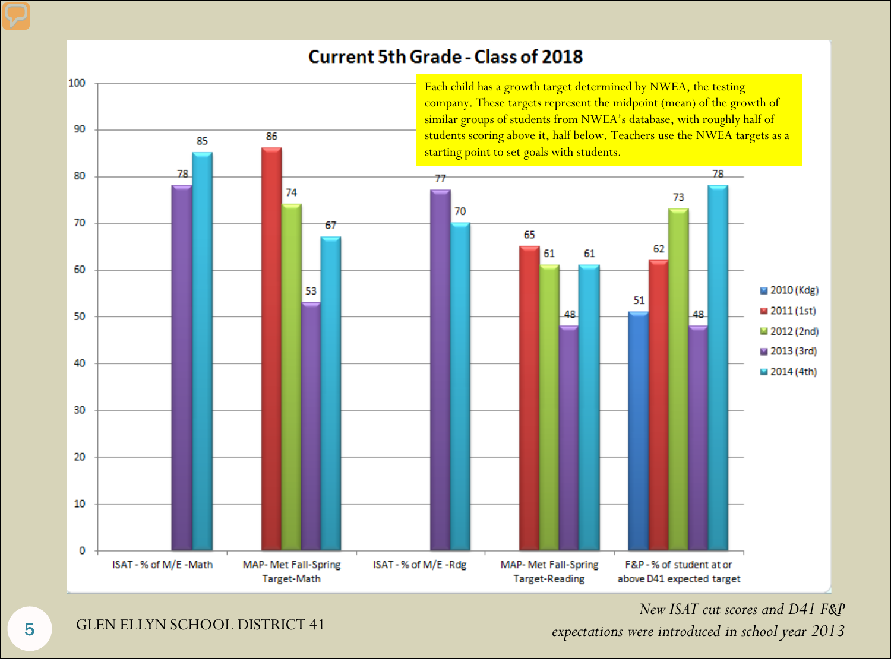# Current 5th Grade - Class of 2018

Each child has a growth target determined by NWEA, the testing company. These targets represent the midpoint (mean) of the growth of similar groups of students from NWEA's database, with roughly half of students scoring above it, half below. Teachers use the NWEA targets as a starting point to set goals with students.

| Measure | 2010 (Kdg) | 2011 (1st) | 2012 (2nd) | 2013 (3rd) | 2014 (4th) |
|---|---|---|---|---|---|
| ISAT - % of M/E -Math | | | | 78 | 85 |
| MAP- Met Fall-Spring Target-Math | | 86 | 74 | 53 | 67 |
| ISAT - % of M/E -Rdg | | | | 77 | 70 |
| MAP- Met Fall-Spring Target-Reading | | 65 | 61 | 48 | 61 |
| F&P - % of student at or above D41 expected target | 51 | 62 | 73 | 48 | 78 |

GLEN ELLYN SCHOOL DISTRICT 41

*New ISAT cut scores and D41 F&P expectations were introduced in school year 2013*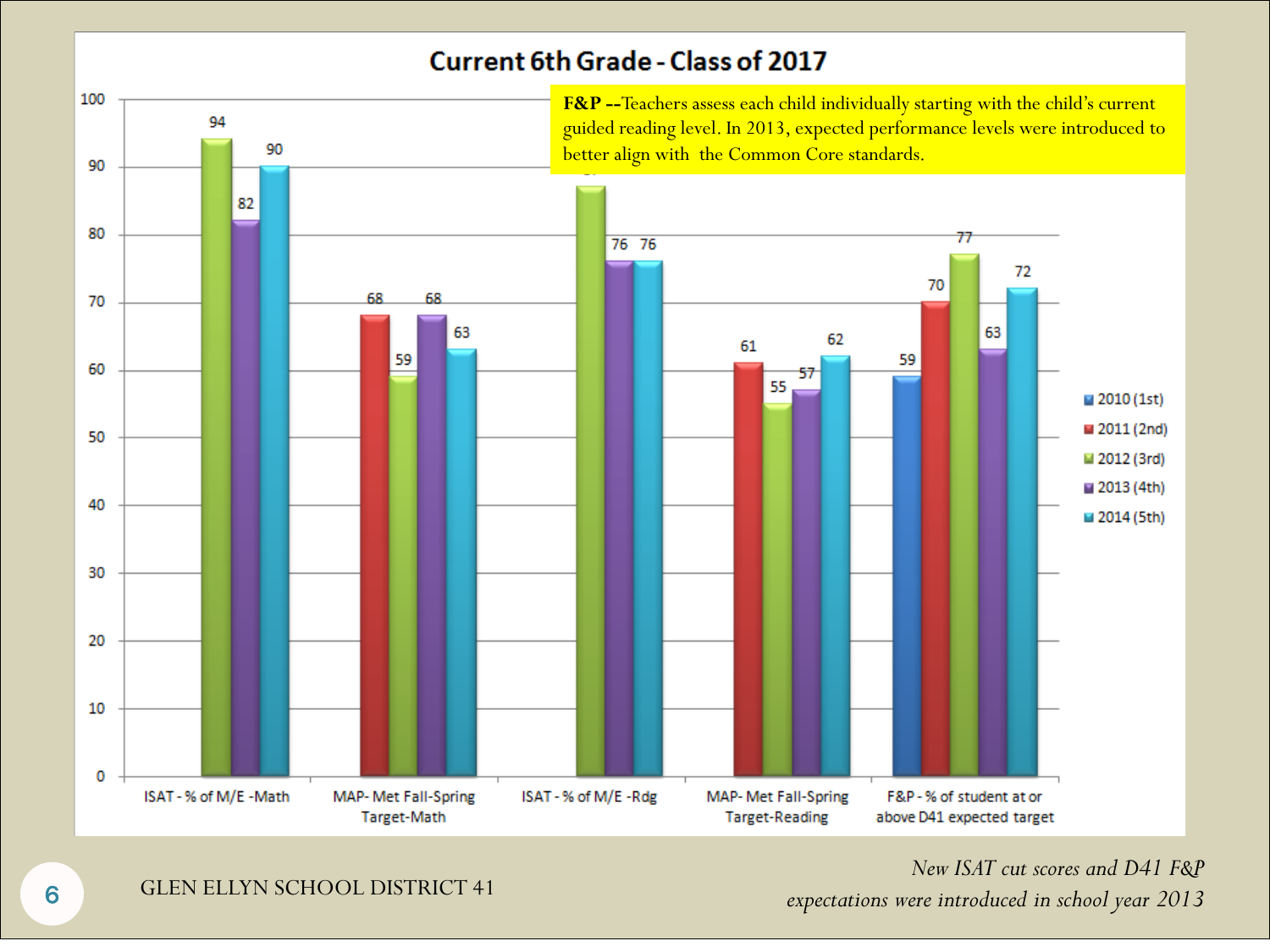## Current 6th Grade - Class of 2017

**F&P --**Teachers assess each child individually starting with the child's current guided reading level. In 2013, expected performance levels were introduced to better align with the Common Core standards.

| | 2010 (1st) | 2011 (2nd) | 2012 (3rd) | 2013 (4th) | 2014 (5th) |
|---|---|---|---|---|---|
| ISAT - % of M/E -Math | | | 94 | 82 | 90 |
| MAP- Met Fall-Spring Target-Math | | 68 | 59 | 68 | 63 |
| ISAT - % of M/E -Rdg | | | 87 | 76 | 76 |
| MAP- Met Fall-Spring Target-Reading | | 61 | 55 | 57 | 62 |
| F&P - % of student at or above D41 expected target | 59 | 70 | 77 | 63 | 72 |

*New ISAT cut scores and D41 F&P expectations were introduced in school year 2013*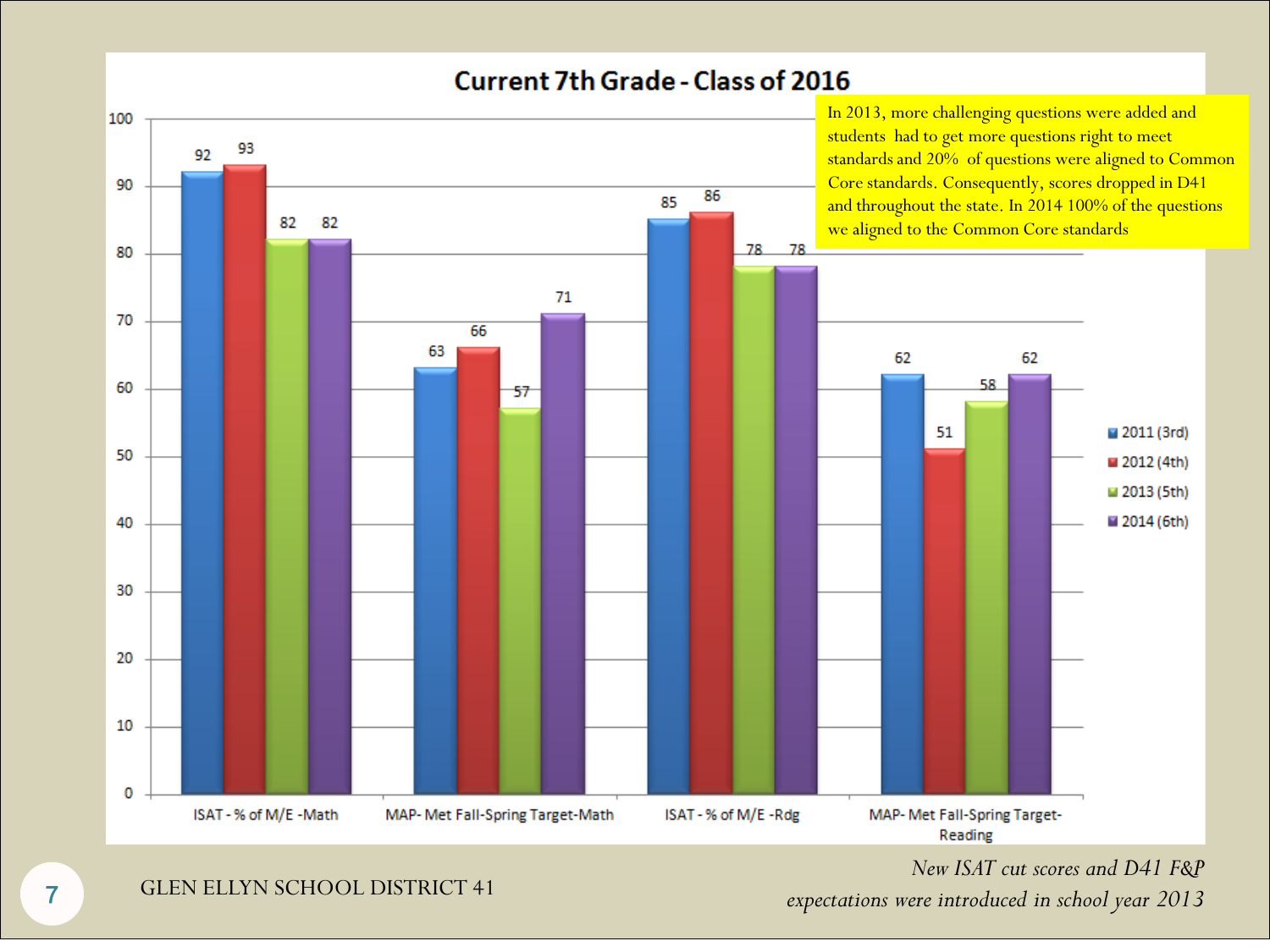## Current 7th Grade - Class of 2016

| | 2011 (3rd) | 2012 (4th) | 2013 (5th) | 2014 (6th) |
|---|---|---|---|---|
| ISAT - % of M/E -Math | 92 | 93 | 82 | 82 |
| MAP- Met Fall-Spring Target-Math | 63 | 66 | 57 | 71 |
| ISAT - % of M/E -Rdg | 85 | 86 | 78 | 78 |
| MAP- Met Fall-Spring Target-Reading | 62 | 51 | 58 | 62 |

In 2013, more challenging questions were added and students had to get more questions right to meet standards and 20% of questions were aligned to Common Core standards. Consequently, scores dropped in D41 and throughout the state. In 2014 100% of the questions we aligned to the Common Core standards

GLEN ELLYN SCHOOL DISTRICT 41

*New ISAT cut scores and D41 F&P expectations were introduced in school year 2013*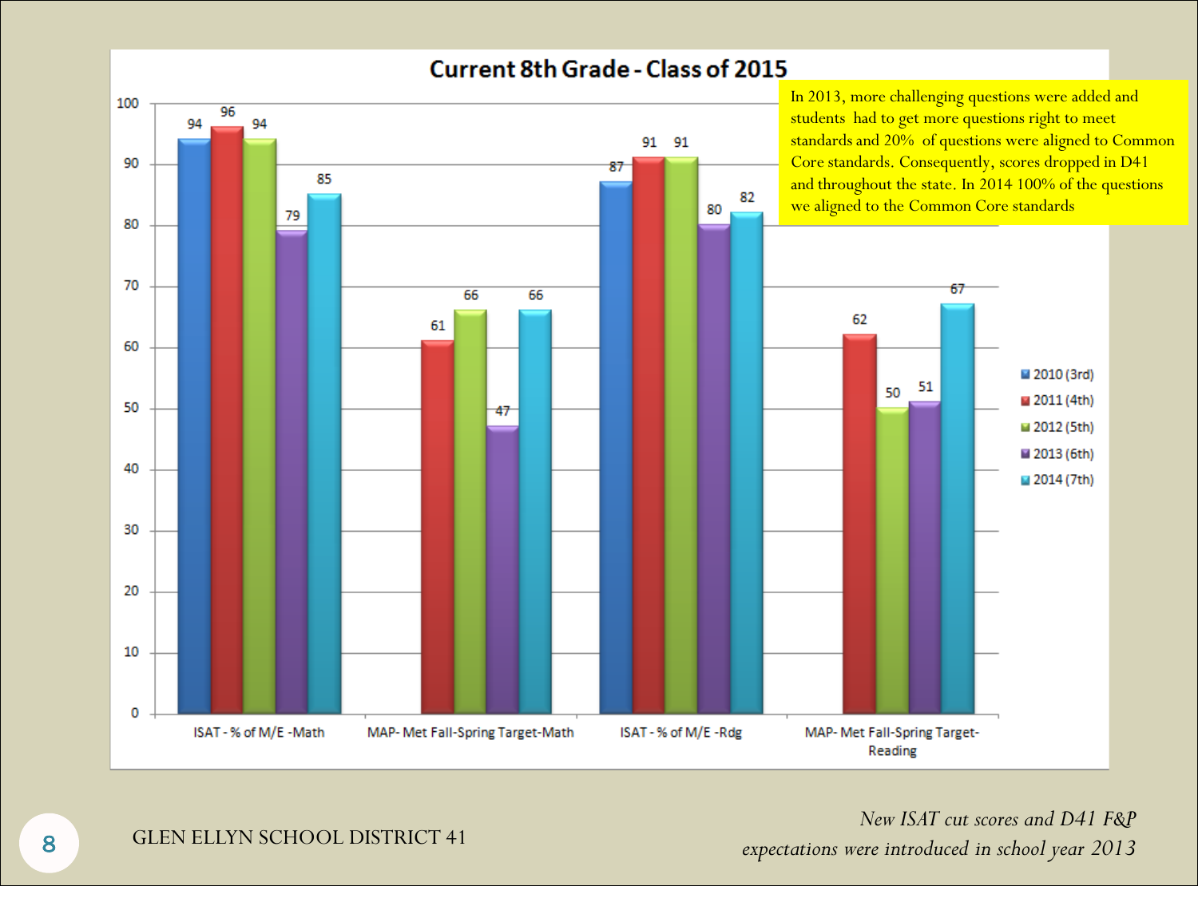## Current 8th Grade - Class of 2015

| | 2010 (3rd) | 2011 (4th) | 2012 (5th) | 2013 (6th) | 2014 (7th) |
|---|---|---|---|---|---|
| ISAT - % of M/E -Math | 94 | 96 | 94 | 79 | 85 |
| MAP- Met Fall-Spring Target-Math | | 61 | 66 | 47 | 66 |
| ISAT - % of M/E -Rdg | 87 | 91 | 91 | 80 | 82 |
| MAP- Met Fall-Spring Target-Reading | | 62 | 50 | 51 | 67 |

In 2013, more challenging questions were added and students had to get more questions right to meet standards and 20% of questions were aligned to Common Core standards. Consequently, scores dropped in D41 and throughout the state. In 2014 100% of the questions we aligned to the Common Core standards

GLEN ELLYN SCHOOL DISTRICT 41

*New ISAT cut scores and D41 F&P expectations were introduced in school year 2013*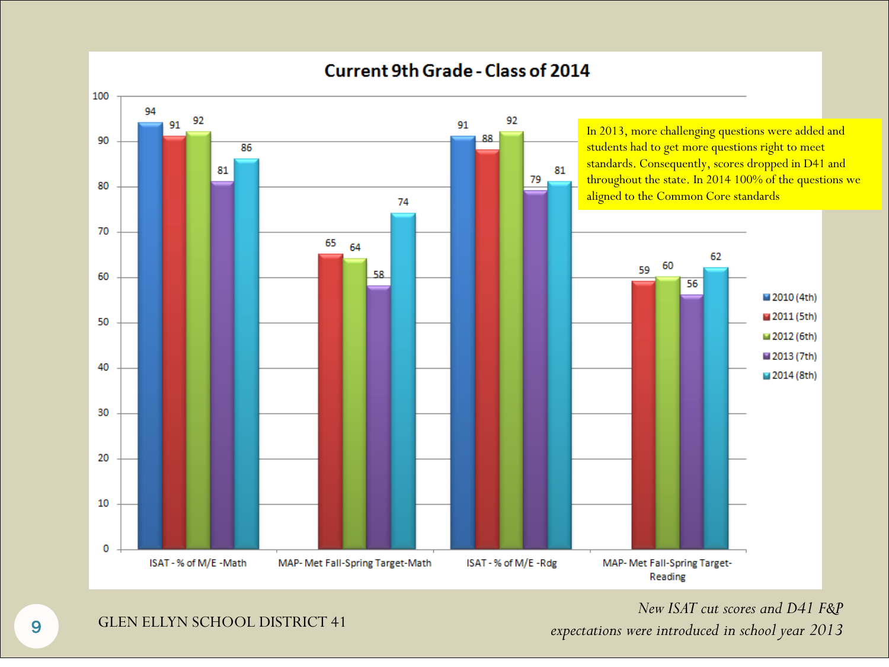## Current 9th Grade - Class of 2014

| | 2010 (4th) | 2011 (5th) | 2012 (6th) | 2013 (7th) | 2014 (8th) |
|---|---|---|---|---|---|
| ISAT - % of M/E -Math | 94 | 91 | 92 | 81 | 86 |
| MAP- Met Fall-Spring Target-Math | | 65 | 64 | 58 | 74 |
| ISAT - % of M/E -Rdg | 91 | 88 | 92 | 79 | 81 |
| MAP- Met Fall-Spring Target-Reading | | 59 | 60 | 56 | 62 |

In 2013, more challenging questions were added and students had to get more questions right to meet standards. Consequently, scores dropped in D41 and throughout the state. In 2014 100% of the questions we aligned to the Common Core standards

GLEN ELLYN SCHOOL DISTRICT 41

*New ISAT cut scores and D41 F&P expectations were introduced in school year 2013*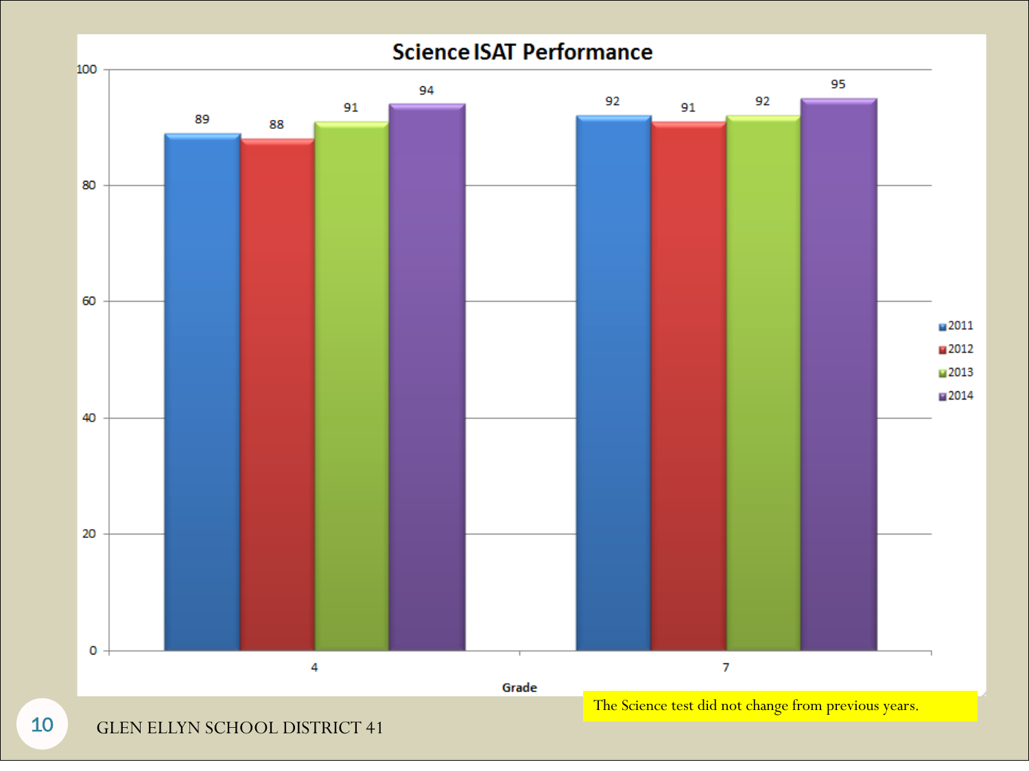# Science ISAT Performance

| Grade | 2011 | 2012 | 2013 | 2014 |
| --- | --- | --- | --- | --- |
| 4 | 89 | 88 | 91 | 94 |
| 7 | 92 | 91 | 92 | 95 |

The Science test did not change from previous years.

GLEN ELLYN SCHOOL DISTRICT 41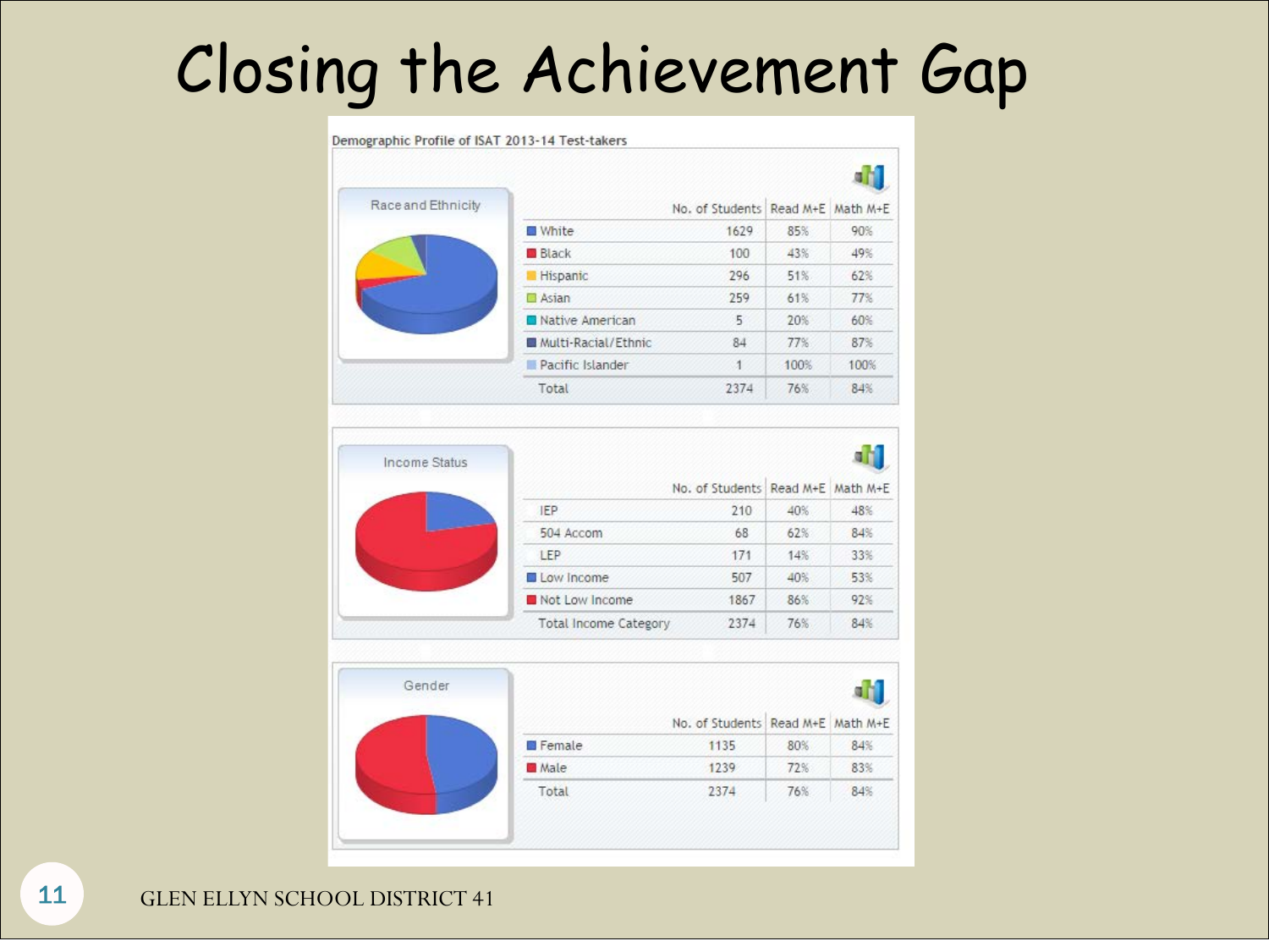# Closing the Achievement Gap

Demographic Profile of ISAT 2013-14 Test-takers

**Race and Ethnicity**

| | No. of Students | Read M+E | Math M+E |
|---|---|---|---|
| White | 1629 | 85% | 90% |
| Black | 100 | 43% | 49% |
| Hispanic | 296 | 51% | 62% |
| Asian | 259 | 61% | 77% |
| Native American | 5 | 20% | 60% |
| Multi-Racial/Ethnic | 84 | 77% | 87% |
| Pacific Islander | 1 | 100% | 100% |
| Total | 2374 | 76% | 84% |

**Income Status**

| | No. of Students | Read M+E | Math M+E |
|---|---|---|---|
| IEP | 210 | 40% | 48% |
| 504 Accom | 68 | 62% | 84% |
| LEP | 171 | 14% | 33% |
| Low Income | 507 | 40% | 53% |
| Not Low Income | 1867 | 86% | 92% |
| Total Income Category | 2374 | 76% | 84% |

**Gender**

| | No. of Students | Read M+E | Math M+E |
|---|---|---|---|
| Female | 1135 | 80% | 84% |
| Male | 1239 | 72% | 83% |
| Total | 2374 | 76% | 84% |

GLEN ELLYN SCHOOL DISTRICT 41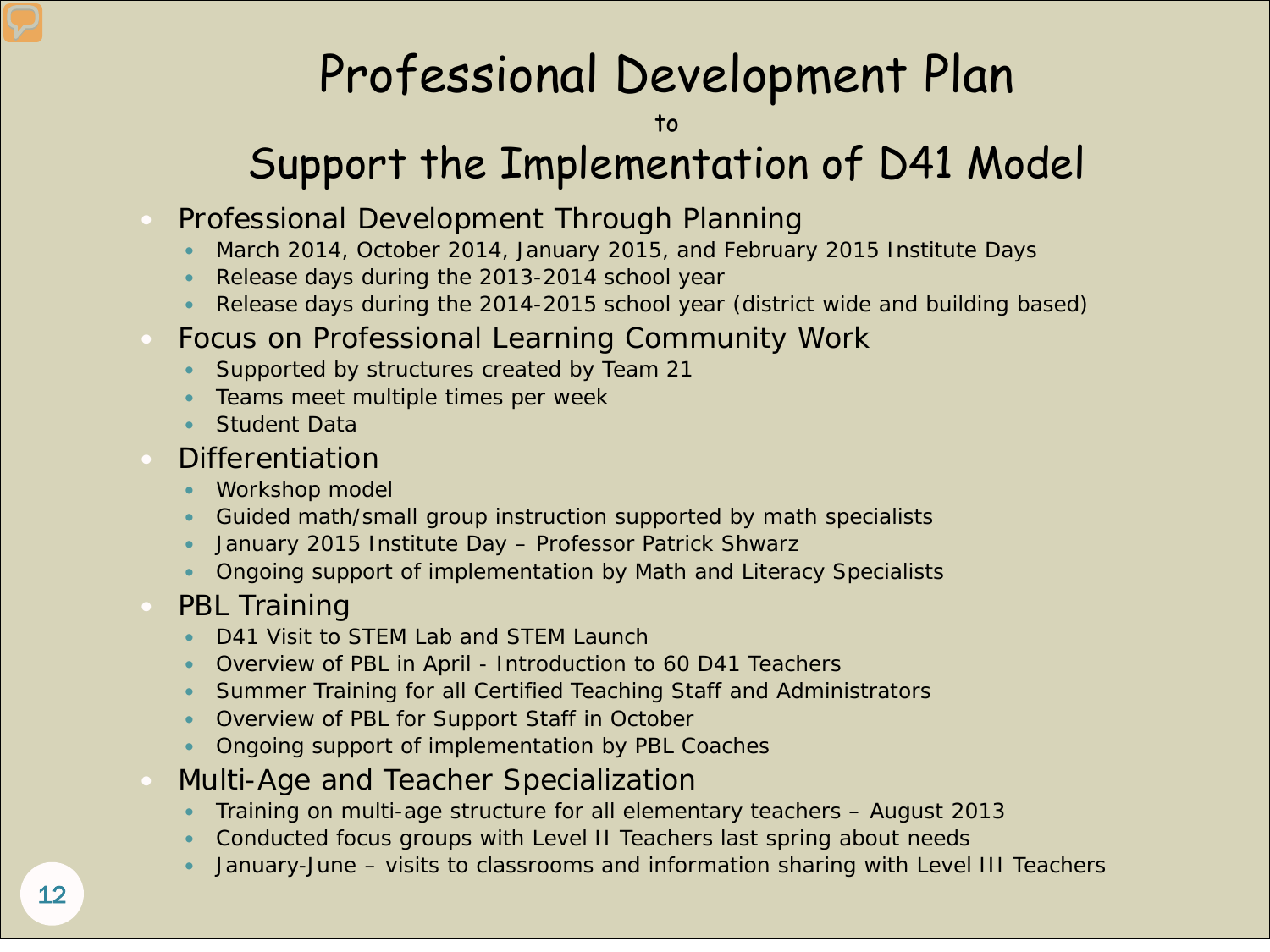# Professional Development Plan

to

# Support the Implementation of D41 Model

- Professional Development Through Planning
  - March 2014, October 2014, January 2015, and February 2015 Institute Days
  - Release days during the 2013-2014 school year
  - Release days during the 2014-2015 school year (district wide and building based)
- Focus on Professional Learning Community Work
  - Supported by structures created by Team 21
  - Teams meet multiple times per week
  - Student Data
- Differentiation
  - Workshop model
  - Guided math/small group instruction supported by math specialists
  - January 2015 Institute Day – Professor Patrick Shwarz
  - Ongoing support of implementation by Math and Literacy Specialists
- PBL Training
  - D41 Visit to STEM Lab and STEM Launch
  - Overview of PBL in April - Introduction to 60 D41 Teachers
  - Summer Training for all Certified Teaching Staff and Administrators
  - Overview of PBL for Support Staff in October
  - Ongoing support of implementation by PBL Coaches
- Multi-Age and Teacher Specialization
  - Training on multi-age structure for all elementary teachers – August 2013
  - Conducted focus groups with Level II Teachers last spring about needs
  - January-June – visits to classrooms and information sharing with Level III Teachers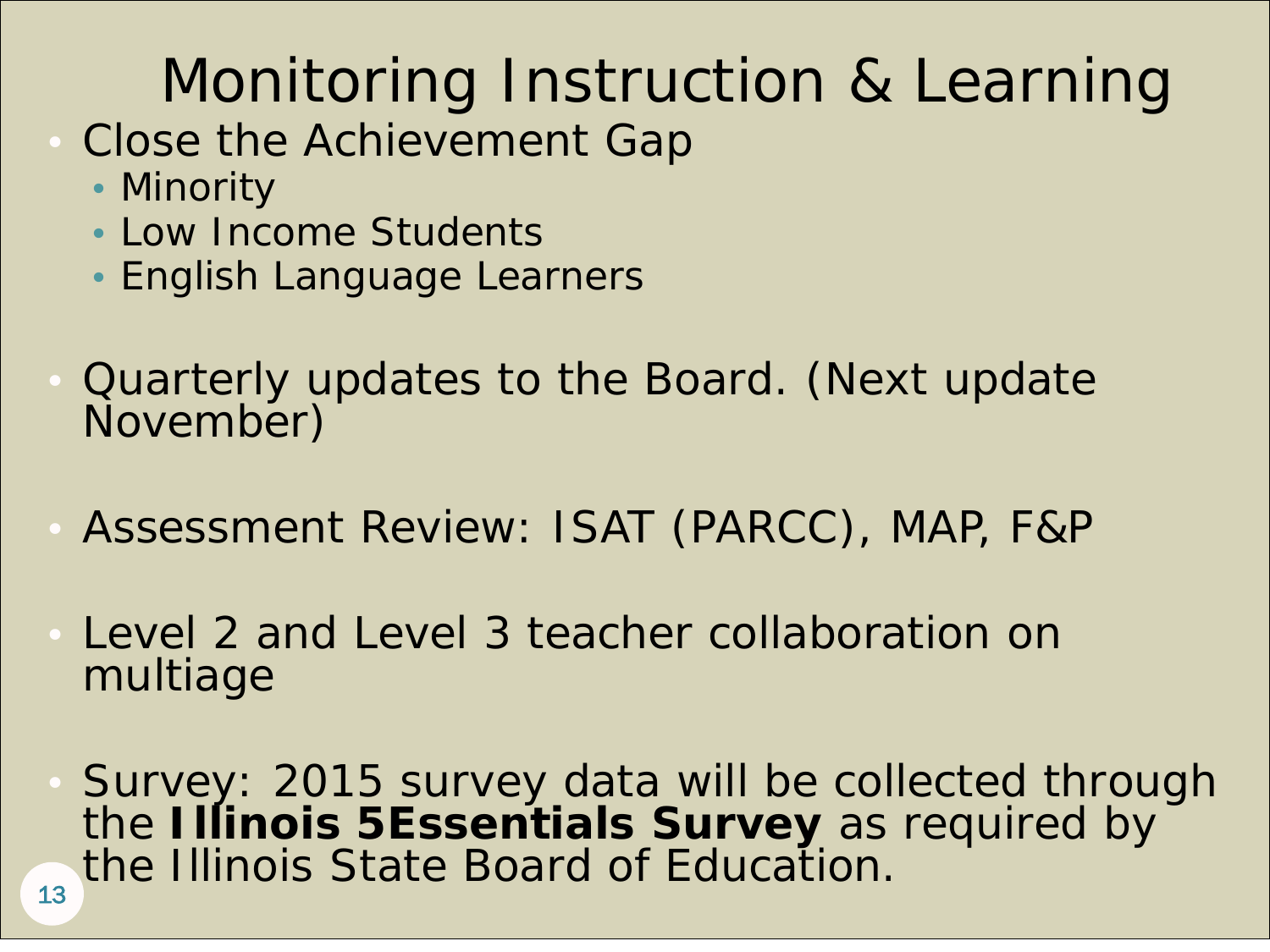# Monitoring Instruction & Learning

- Close the Achievement Gap
  - Minority
  - Low Income Students
  - English Language Learners
- Quarterly updates to the Board. (Next update November)
- Assessment Review: ISAT (PARCC), MAP, F&P
- Level 2 and Level 3 teacher collaboration on multiage
- Survey: 2015 survey data will be collected through the **Illinois 5Essentials Survey** as required by the Illinois State Board of Education.